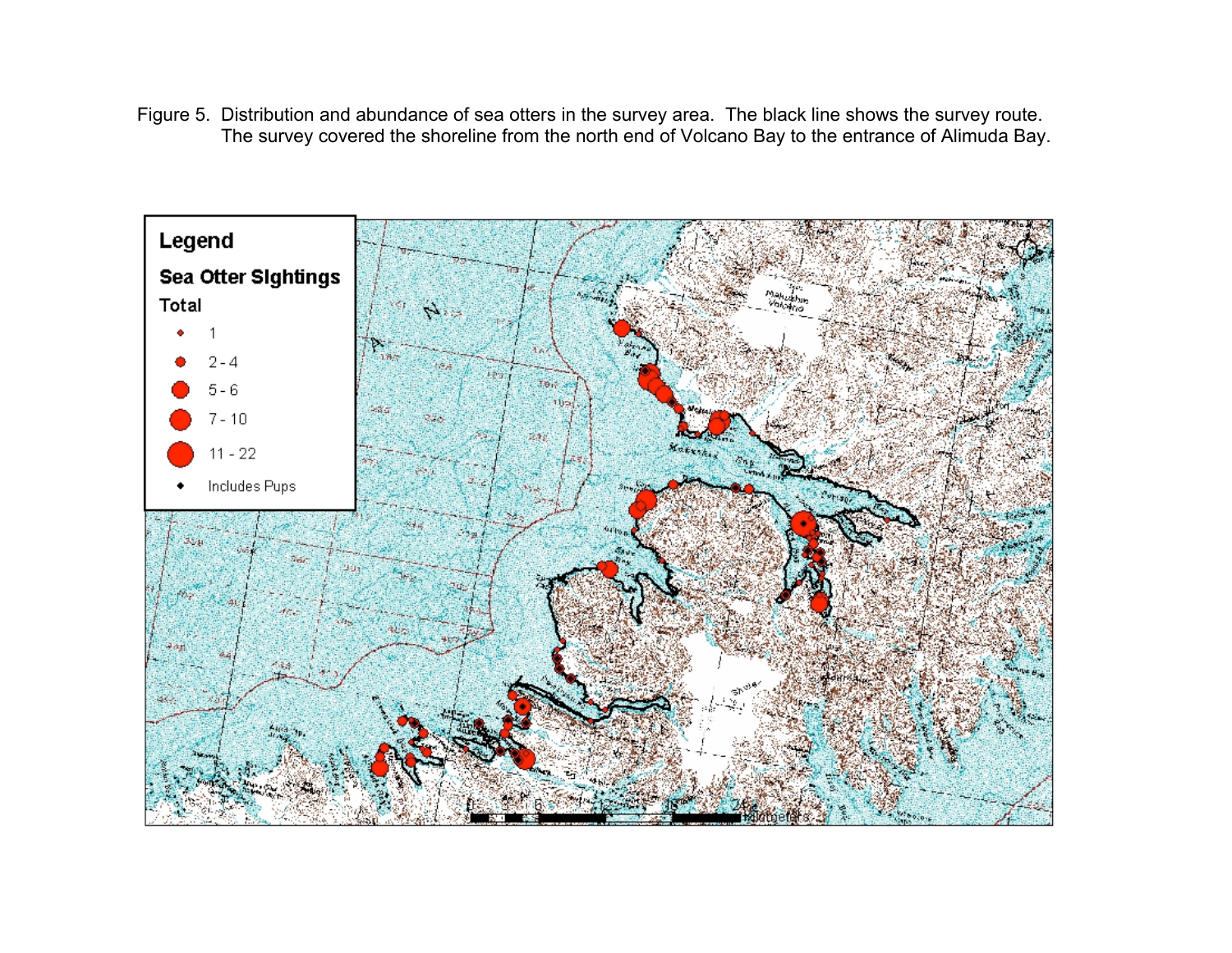Figure 5. Distribution and abundance of sea otters in the survey area. The black line shows the survey route. The survey covered the shoreline from the north end of Volcano Bay to the entrance of Alimuda Bay.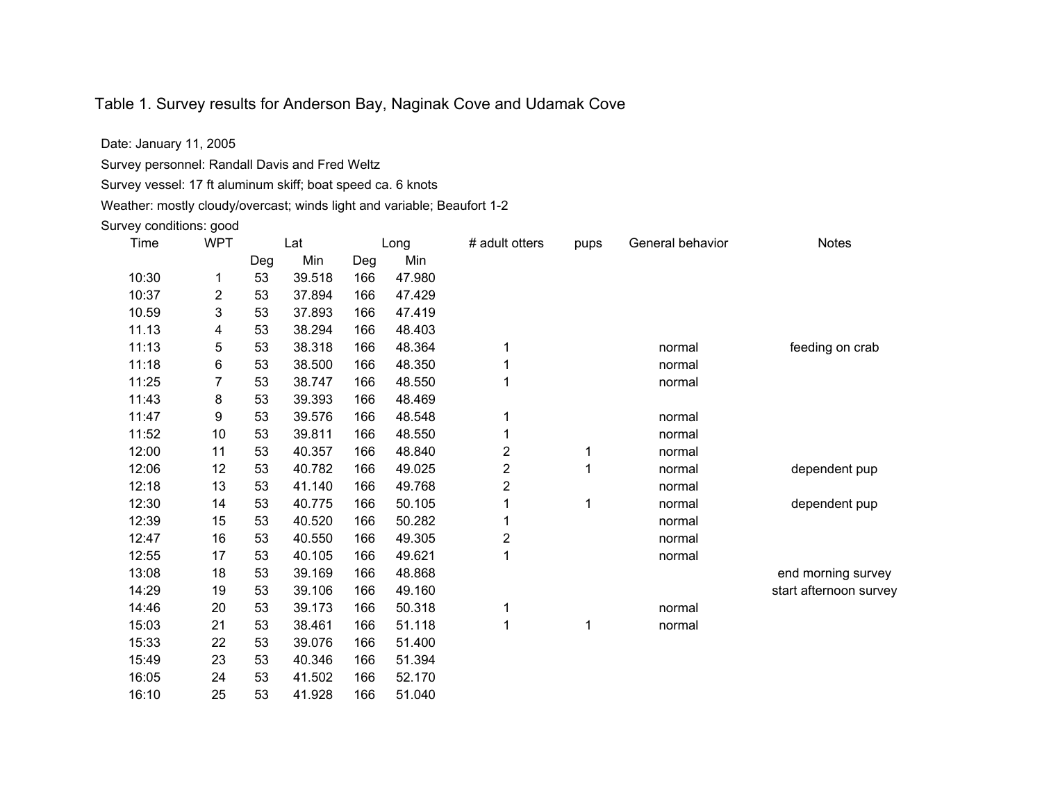Table 1. Survey results for Anderson Bay, Naginak Cove and Udamak Cove

Date: January 11, 2005

Survey personnel: Randall Davis and Fred Weltz

Survey vessel: 17 ft aluminum skiff; boat speed ca. 6 knots

Weather: mostly cloudy/overcast; winds light and variable; Beaufort 1-2

Survey conditions: good

| Time | WPT | Lat | | Long | | # adult otters | pups | General behavior | Notes |
|---|---|---|---|---|---|---|---|---|---|
| | | Deg | Min | Deg | Min | | | | |
| 10:30 | 1 | 53 | 39.518 | 166 | 47.980 | | | | |
| 10:37 | 2 | 53 | 37.894 | 166 | 47.429 | | | | |
| 10.59 | 3 | 53 | 37.893 | 166 | 47.419 | | | | |
| 11.13 | 4 | 53 | 38.294 | 166 | 48.403 | | | | |
| 11:13 | 5 | 53 | 38.318 | 166 | 48.364 | 1 | | normal | feeding on crab |
| 11:18 | 6 | 53 | 38.500 | 166 | 48.350 | 1 | | normal | |
| 11:25 | 7 | 53 | 38.747 | 166 | 48.550 | 1 | | normal | |
| 11:43 | 8 | 53 | 39.393 | 166 | 48.469 | | | | |
| 11:47 | 9 | 53 | 39.576 | 166 | 48.548 | 1 | | normal | |
| 11:52 | 10 | 53 | 39.811 | 166 | 48.550 | 1 | | normal | |
| 12:00 | 11 | 53 | 40.357 | 166 | 48.840 | 2 | 1 | normal | |
| 12:06 | 12 | 53 | 40.782 | 166 | 49.025 | 2 | 1 | normal | dependent pup |
| 12:18 | 13 | 53 | 41.140 | 166 | 49.768 | 2 | | normal | |
| 12:30 | 14 | 53 | 40.775 | 166 | 50.105 | 1 | 1 | normal | dependent pup |
| 12:39 | 15 | 53 | 40.520 | 166 | 50.282 | 1 | | normal | |
| 12:47 | 16 | 53 | 40.550 | 166 | 49.305 | 2 | | normal | |
| 12:55 | 17 | 53 | 40.105 | 166 | 49.621 | 1 | | normal | |
| 13:08 | 18 | 53 | 39.169 | 166 | 48.868 | | | | end morning survey |
| 14:29 | 19 | 53 | 39.106 | 166 | 49.160 | | | | start afternoon survey |
| 14:46 | 20 | 53 | 39.173 | 166 | 50.318 | 1 | | normal | |
| 15:03 | 21 | 53 | 38.461 | 166 | 51.118 | 1 | 1 | normal | |
| 15:33 | 22 | 53 | 39.076 | 166 | 51.400 | | | | |
| 15:49 | 23 | 53 | 40.346 | 166 | 51.394 | | | | |
| 16:05 | 24 | 53 | 41.502 | 166 | 52.170 | | | | |
| 16:10 | 25 | 53 | 41.928 | 166 | 51.040 | | | | |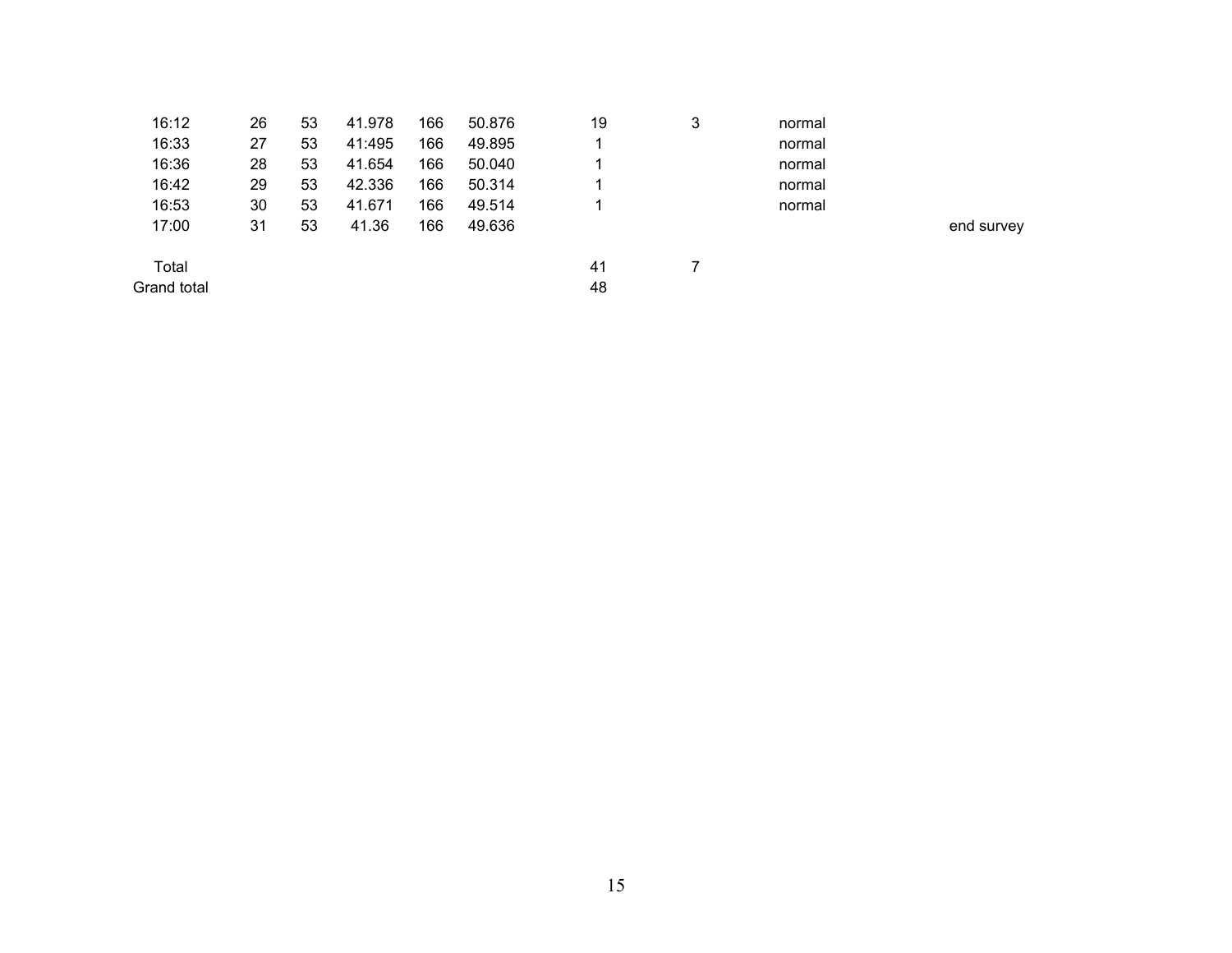| | | | | | | | | | |
|---|---|---|---|---|---|---|---|---|---|
| 16:12 | 26 | 53 | 41.978 | 166 | 50.876 | 19 | 3 | normal | |
| 16:33 | 27 | 53 | 41:495 | 166 | 49.895 | 1 | | normal | |
| 16:36 | 28 | 53 | 41.654 | 166 | 50.040 | 1 | | normal | |
| 16:42 | 29 | 53 | 42.336 | 166 | 50.314 | 1 | | normal | |
| 16:53 | 30 | 53 | 41.671 | 166 | 49.514 | 1 | | normal | |
| 17:00 | 31 | 53 | 41.36 | 166 | 49.636 | | | | end survey |
| | | | | | | | | | |
| Total | | | | | | 41 | 7 | | |
| Grand total | | | | | | 48 | | | |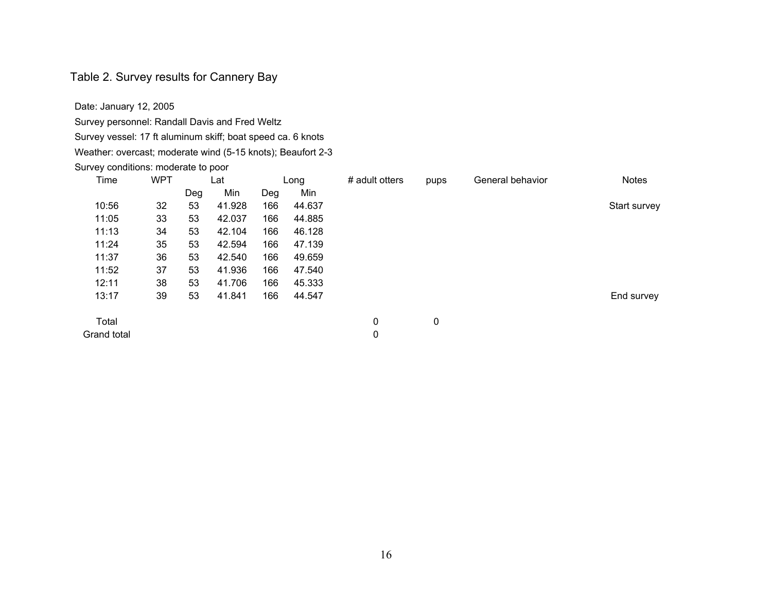Table 2. Survey results for Cannery Bay

Date: January 12, 2005

Survey personnel: Randall Davis and Fred Weltz

Survey vessel: 17 ft aluminum skiff; boat speed ca. 6 knots

Weather: overcast; moderate wind (5-15 knots); Beaufort 2-3

Survey conditions: moderate to poor

| Time | WPT | Lat | | Long | | # adult otters | pups | General behavior | Notes |
|---|---|---|---|---|---|---|---|---|---|
| | | Deg | Min | Deg | Min | | | | |
| 10:56 | 32 | 53 | 41.928 | 166 | 44.637 | | | | Start survey |
| 11:05 | 33 | 53 | 42.037 | 166 | 44.885 | | | | |
| 11:13 | 34 | 53 | 42.104 | 166 | 46.128 | | | | |
| 11:24 | 35 | 53 | 42.594 | 166 | 47.139 | | | | |
| 11:37 | 36 | 53 | 42.540 | 166 | 49.659 | | | | |
| 11:52 | 37 | 53 | 41.936 | 166 | 47.540 | | | | |
| 12:11 | 38 | 53 | 41.706 | 166 | 45.333 | | | | |
| 13:17 | 39 | 53 | 41.841 | 166 | 44.547 | | | | End survey |
| Total | | | | | | 0 | 0 | | |
| Grand total | | | | | | 0 | | | |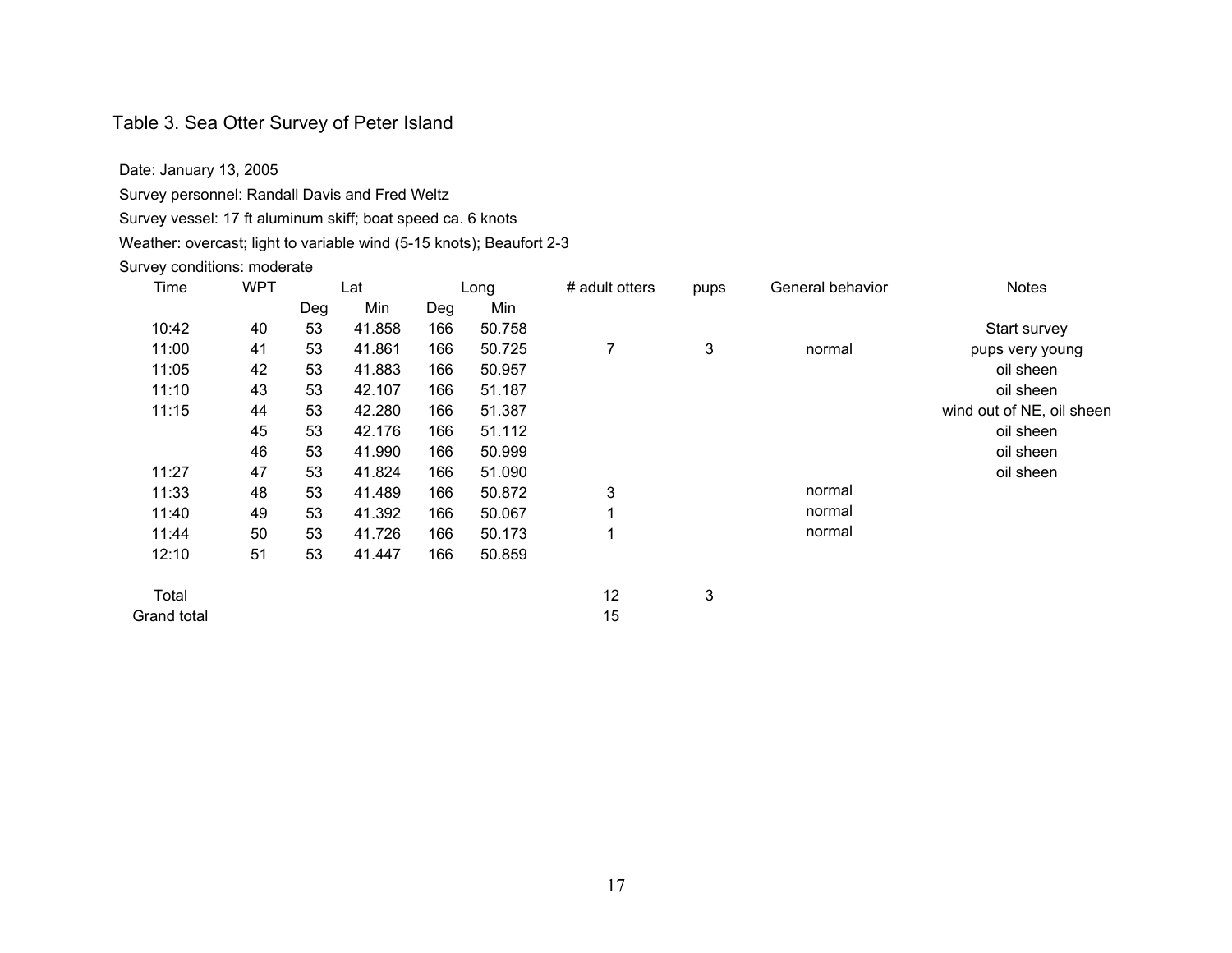Table 3. Sea Otter Survey of Peter Island

Date: January 13, 2005

Survey personnel: Randall Davis and Fred Weltz

Survey vessel: 17 ft aluminum skiff; boat speed ca. 6 knots

Weather: overcast; light to variable wind (5-15 knots); Beaufort 2-3

Survey conditions: moderate

| Time | WPT | Lat | | Long | | # adult otters | pups | General behavior | Notes |
|---|---|---|---|---|---|---|---|---|---|
| | | Deg | Min | Deg | Min | | | | |
| 10:42 | 40 | 53 | 41.858 | 166 | 50.758 | | | | Start survey |
| 11:00 | 41 | 53 | 41.861 | 166 | 50.725 | 7 | 3 | normal | pups very young |
| 11:05 | 42 | 53 | 41.883 | 166 | 50.957 | | | | oil sheen |
| 11:10 | 43 | 53 | 42.107 | 166 | 51.187 | | | | oil sheen |
| 11:15 | 44 | 53 | 42.280 | 166 | 51.387 | | | | wind out of NE, oil sheen |
| | 45 | 53 | 42.176 | 166 | 51.112 | | | | oil sheen |
| | 46 | 53 | 41.990 | 166 | 50.999 | | | | oil sheen |
| 11:27 | 47 | 53 | 41.824 | 166 | 51.090 | | | | oil sheen |
| 11:33 | 48 | 53 | 41.489 | 166 | 50.872 | 3 | | normal | |
| 11:40 | 49 | 53 | 41.392 | 166 | 50.067 | 1 | | normal | |
| 11:44 | 50 | 53 | 41.726 | 166 | 50.173 | 1 | | normal | |
| 12:10 | 51 | 53 | 41.447 | 166 | 50.859 | | | | |
| Total | | | | | | 12 | 3 | | |
| Grand total | | | | | | 15 | | | |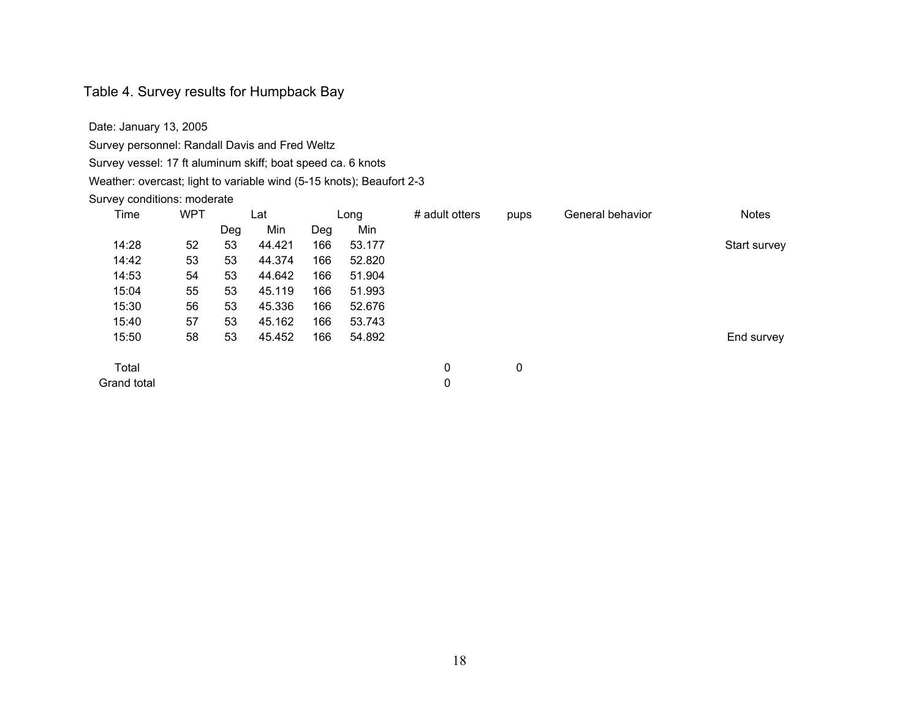Table 4. Survey results for Humpback Bay

Date: January 13, 2005

Survey personnel: Randall Davis and Fred Weltz

Survey vessel: 17 ft aluminum skiff; boat speed ca. 6 knots

Weather: overcast; light to variable wind (5-15 knots); Beaufort 2-3

Survey conditions: moderate

| Time | WPT | Lat | | Long | | # adult otters | pups | General behavior | Notes |
|---|---|---|---|---|---|---|---|---|---|
| | | Deg | Min | Deg | Min | | | | |
| 14:28 | 52 | 53 | 44.421 | 166 | 53.177 | | | | Start survey |
| 14:42 | 53 | 53 | 44.374 | 166 | 52.820 | | | | |
| 14:53 | 54 | 53 | 44.642 | 166 | 51.904 | | | | |
| 15:04 | 55 | 53 | 45.119 | 166 | 51.993 | | | | |
| 15:30 | 56 | 53 | 45.336 | 166 | 52.676 | | | | |
| 15:40 | 57 | 53 | 45.162 | 166 | 53.743 | | | | |
| 15:50 | 58 | 53 | 45.452 | 166 | 54.892 | | | | End survey |
| Total | | | | | | 0 | 0 | | |
| Grand total | | | | | | 0 | | | |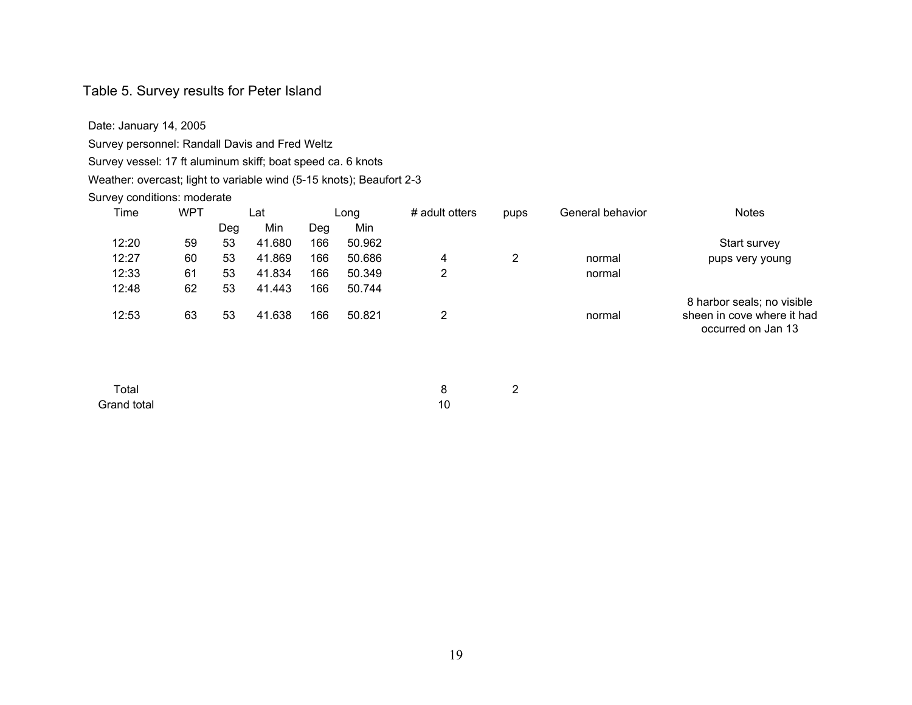Table 5. Survey results for Peter Island

Date: January 14, 2005

Survey personnel: Randall Davis and Fred Weltz

Survey vessel: 17 ft aluminum skiff; boat speed ca. 6 knots

Weather: overcast; light to variable wind (5-15 knots); Beaufort 2-3

Survey conditions: moderate

| Time | WPT | Lat | | Long | | # adult otters | pups | General behavior | Notes |
|---|---|---|---|---|---|---|---|---|---|
| | | Deg | Min | Deg | Min | | | | |
| 12:20 | 59 | 53 | 41.680 | 166 | 50.962 | | | | Start survey |
| 12:27 | 60 | 53 | 41.869 | 166 | 50.686 | 4 | 2 | normal | pups very young |
| 12:33 | 61 | 53 | 41.834 | 166 | 50.349 | 2 | | normal | |
| 12:48 | 62 | 53 | 41.443 | 166 | 50.744 | | | | |
| 12:53 | 63 | 53 | 41.638 | 166 | 50.821 | 2 | | normal | 8 harbor seals; no visible sheen in cove where it had occurred on Jan 13 |
| Total | | | | | | 8 | 2 | | |
| Grand total | | | | | | 10 | | | |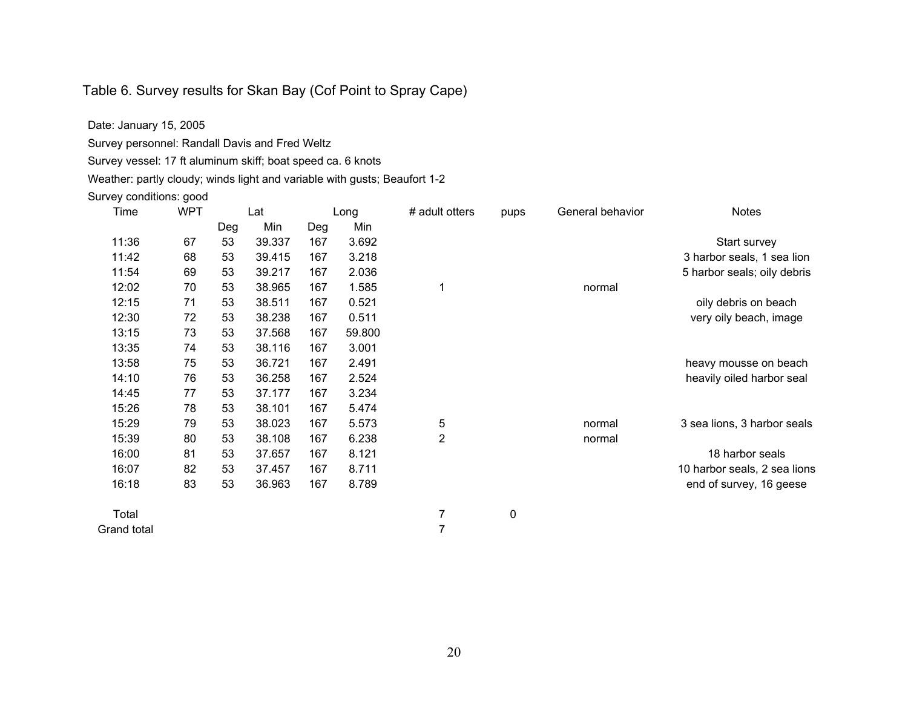Table 6. Survey results for Skan Bay (Cof Point to Spray Cape)

Date: January 15, 2005

Survey personnel: Randall Davis and Fred Weltz

Survey vessel: 17 ft aluminum skiff; boat speed ca. 6 knots

Weather: partly cloudy; winds light and variable with gusts; Beaufort 1-2

Survey conditions: good

| Time | WPT | Lat | | Long | | # adult otters | pups | General behavior | Notes |
|---|---|---|---|---|---|---|---|---|---|
| | | Deg | Min | Deg | Min | | | | |
| 11:36 | 67 | 53 | 39.337 | 167 | 3.692 | | | | Start survey |
| 11:42 | 68 | 53 | 39.415 | 167 | 3.218 | | | | 3 harbor seals, 1 sea lion |
| 11:54 | 69 | 53 | 39.217 | 167 | 2.036 | | | | 5 harbor seals; oily debris |
| 12:02 | 70 | 53 | 38.965 | 167 | 1.585 | 1 | | normal | |
| 12:15 | 71 | 53 | 38.511 | 167 | 0.521 | | | | oily debris on beach |
| 12:30 | 72 | 53 | 38.238 | 167 | 0.511 | | | | very oily beach, image |
| 13:15 | 73 | 53 | 37.568 | 167 | 59.800 | | | | |
| 13:35 | 74 | 53 | 38.116 | 167 | 3.001 | | | | |
| 13:58 | 75 | 53 | 36.721 | 167 | 2.491 | | | | heavy mousse on beach |
| 14:10 | 76 | 53 | 36.258 | 167 | 2.524 | | | | heavily oiled harbor seal |
| 14:45 | 77 | 53 | 37.177 | 167 | 3.234 | | | | |
| 15:26 | 78 | 53 | 38.101 | 167 | 5.474 | | | | |
| 15:29 | 79 | 53 | 38.023 | 167 | 5.573 | 5 | | normal | 3 sea lions, 3 harbor seals |
| 15:39 | 80 | 53 | 38.108 | 167 | 6.238 | 2 | | normal | |
| 16:00 | 81 | 53 | 37.657 | 167 | 8.121 | | | | 18 harbor seals |
| 16:07 | 82 | 53 | 37.457 | 167 | 8.711 | | | | 10 harbor seals, 2 sea lions |
| 16:18 | 83 | 53 | 36.963 | 167 | 8.789 | | | | end of survey, 16 geese |
| | | | | | | | | | |
| Total | | | | | | 7 | 0 | | |
| Grand total | | | | | | 7 | | | |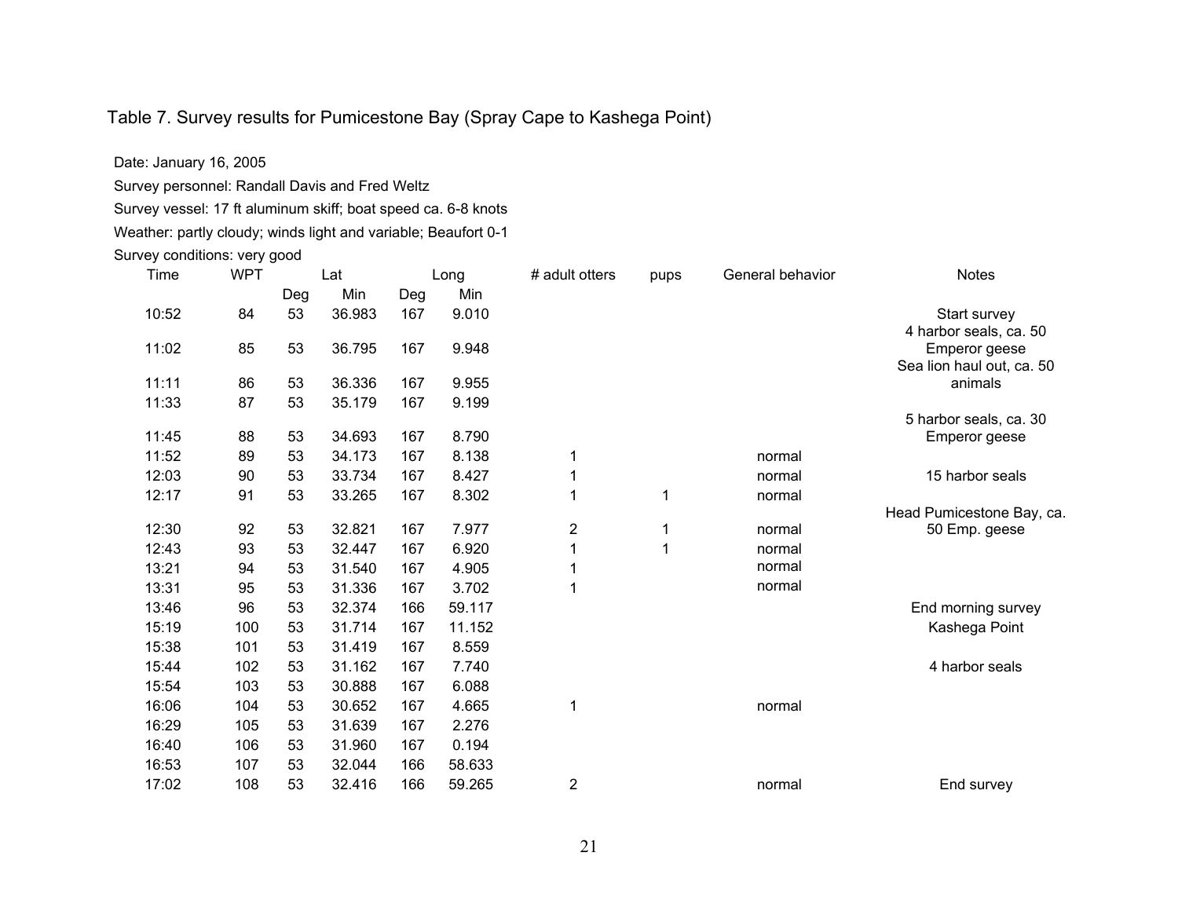Table 7. Survey results for Pumicestone Bay (Spray Cape to Kashega Point)

Date: January 16, 2005

Survey personnel: Randall Davis and Fred Weltz

Survey vessel: 17 ft aluminum skiff; boat speed ca. 6-8 knots

Weather: partly cloudy; winds light and variable; Beaufort 0-1

Survey conditions: very good

| Time | WPT | Lat | | Long | | # adult otters | pups | General behavior | Notes |
|---|---|---|---|---|---|---|---|---|---|
| | | Deg | Min | Deg | Min | | | | |
| 10:52 | 84 | 53 | 36.983 | 167 | 9.010 | | | | Start survey |
| 11:02 | 85 | 53 | 36.795 | 167 | 9.948 | | | | 4 harbor seals, ca. 50 Emperor geese |
| 11:11 | 86 | 53 | 36.336 | 167 | 9.955 | | | | Sea lion haul out, ca. 50 animals |
| 11:33 | 87 | 53 | 35.179 | 167 | 9.199 | | | | |
| 11:45 | 88 | 53 | 34.693 | 167 | 8.790 | | | | 5 harbor seals, ca. 30 Emperor geese |
| 11:52 | 89 | 53 | 34.173 | 167 | 8.138 | 1 | | normal | |
| 12:03 | 90 | 53 | 33.734 | 167 | 8.427 | 1 | | normal | 15 harbor seals |
| 12:17 | 91 | 53 | 33.265 | 167 | 8.302 | 1 | 1 | normal | |
| 12:30 | 92 | 53 | 32.821 | 167 | 7.977 | 2 | 1 | normal | Head Pumicestone Bay, ca. 50 Emp. geese |
| 12:43 | 93 | 53 | 32.447 | 167 | 6.920 | 1 | 1 | normal | |
| 13:21 | 94 | 53 | 31.540 | 167 | 4.905 | 1 | | normal | |
| 13:31 | 95 | 53 | 31.336 | 167 | 3.702 | 1 | | normal | |
| 13:46 | 96 | 53 | 32.374 | 166 | 59.117 | | | | End morning survey |
| 15:19 | 100 | 53 | 31.714 | 167 | 11.152 | | | | Kashega Point |
| 15:38 | 101 | 53 | 31.419 | 167 | 8.559 | | | | |
| 15:44 | 102 | 53 | 31.162 | 167 | 7.740 | | | | 4 harbor seals |
| 15:54 | 103 | 53 | 30.888 | 167 | 6.088 | | | | |
| 16:06 | 104 | 53 | 30.652 | 167 | 4.665 | 1 | | normal | |
| 16:29 | 105 | 53 | 31.639 | 167 | 2.276 | | | | |
| 16:40 | 106 | 53 | 31.960 | 167 | 0.194 | | | | |
| 16:53 | 107 | 53 | 32.044 | 166 | 58.633 | | | | |
| 17:02 | 108 | 53 | 32.416 | 166 | 59.265 | 2 | | normal | End survey |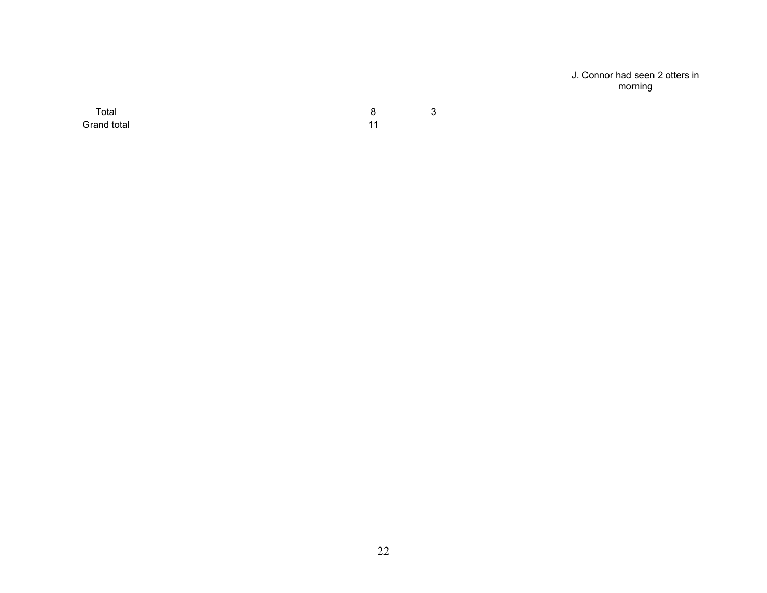| | | | |
|---|---|---|---|
| | | | J. Connor had seen 2 otters in morning |
| Total | 8 | 3 | |
| Grand total | 11 | | |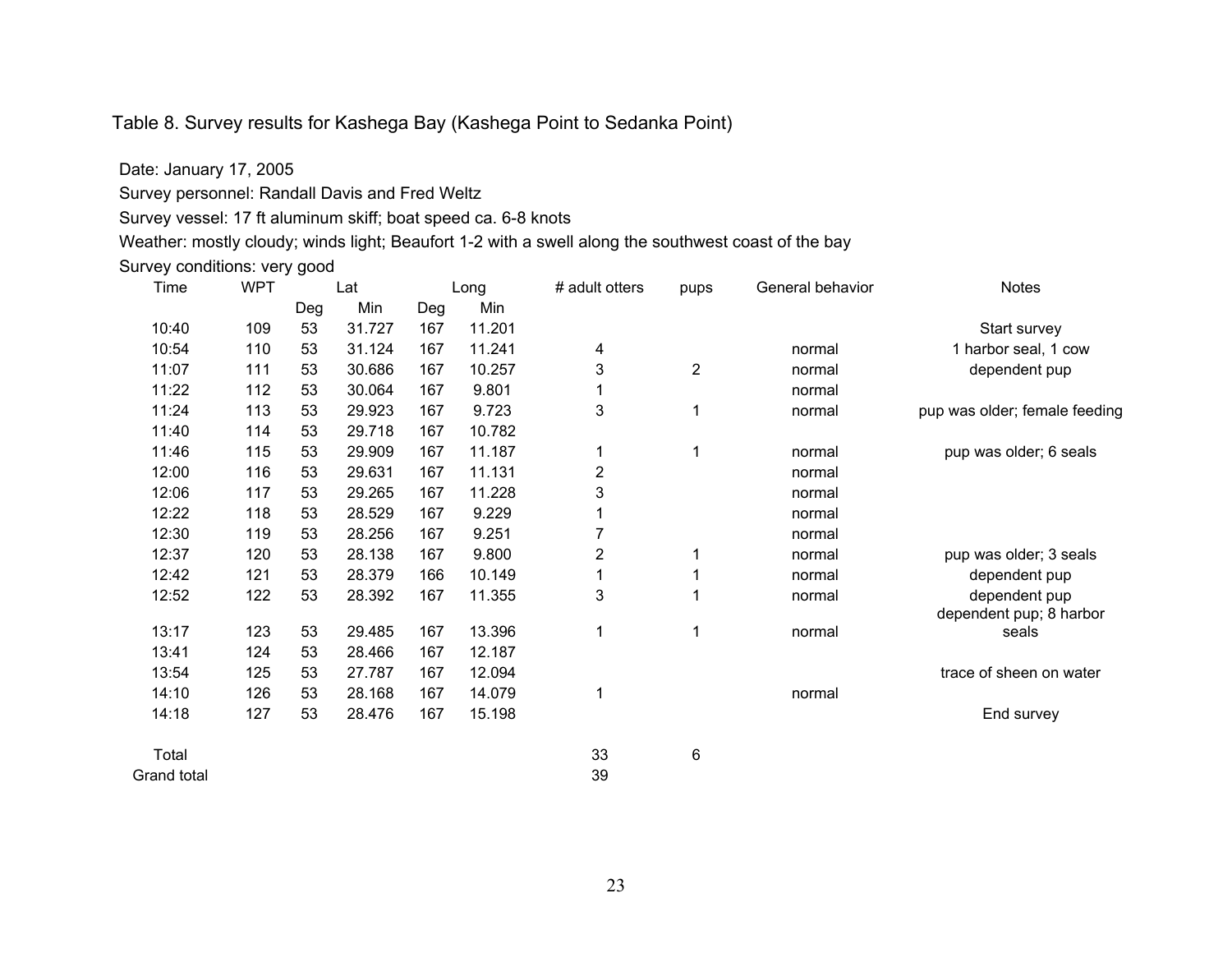Table 8. Survey results for Kashega Bay (Kashega Point to Sedanka Point)

Date: January 17, 2005

Survey personnel: Randall Davis and Fred Weltz

Survey vessel: 17 ft aluminum skiff; boat speed ca. 6-8 knots

Weather: mostly cloudy; winds light; Beaufort 1-2 with a swell along the southwest coast of the bay

Survey conditions: very good

| Time | WPT | Lat | | Long | | # adult otters | pups | General behavior | Notes |
|---|---|---|---|---|---|---|---|---|---|
| | | Deg | Min | Deg | Min | | | | |
| 10:40 | 109 | 53 | 31.727 | 167 | 11.201 | | | | Start survey |
| 10:54 | 110 | 53 | 31.124 | 167 | 11.241 | 4 | | normal | 1 harbor seal, 1 cow |
| 11:07 | 111 | 53 | 30.686 | 167 | 10.257 | 3 | 2 | normal | dependent pup |
| 11:22 | 112 | 53 | 30.064 | 167 | 9.801 | 1 | | normal | |
| 11:24 | 113 | 53 | 29.923 | 167 | 9.723 | 3 | 1 | normal | pup was older; female feeding |
| 11:40 | 114 | 53 | 29.718 | 167 | 10.782 | | | | |
| 11:46 | 115 | 53 | 29.909 | 167 | 11.187 | 1 | 1 | normal | pup was older; 6 seals |
| 12:00 | 116 | 53 | 29.631 | 167 | 11.131 | 2 | | normal | |
| 12:06 | 117 | 53 | 29.265 | 167 | 11.228 | 3 | | normal | |
| 12:22 | 118 | 53 | 28.529 | 167 | 9.229 | 1 | | normal | |
| 12:30 | 119 | 53 | 28.256 | 167 | 9.251 | 7 | | normal | |
| 12:37 | 120 | 53 | 28.138 | 167 | 9.800 | 2 | 1 | normal | pup was older; 3 seals |
| 12:42 | 121 | 53 | 28.379 | 166 | 10.149 | 1 | 1 | normal | dependent pup |
| 12:52 | 122 | 53 | 28.392 | 167 | 11.355 | 3 | 1 | normal | dependent pup |
| 13:17 | 123 | 53 | 29.485 | 167 | 13.396 | 1 | 1 | normal | dependent pup; 8 harbor seals |
| 13:41 | 124 | 53 | 28.466 | 167 | 12.187 | | | | |
| 13:54 | 125 | 53 | 27.787 | 167 | 12.094 | | | | trace of sheen on water |
| 14:10 | 126 | 53 | 28.168 | 167 | 14.079 | 1 | | normal | |
| 14:18 | 127 | 53 | 28.476 | 167 | 15.198 | | | | End survey |
| Total | | | | | | 33 | 6 | | |
| Grand total | | | | | | 39 | | | |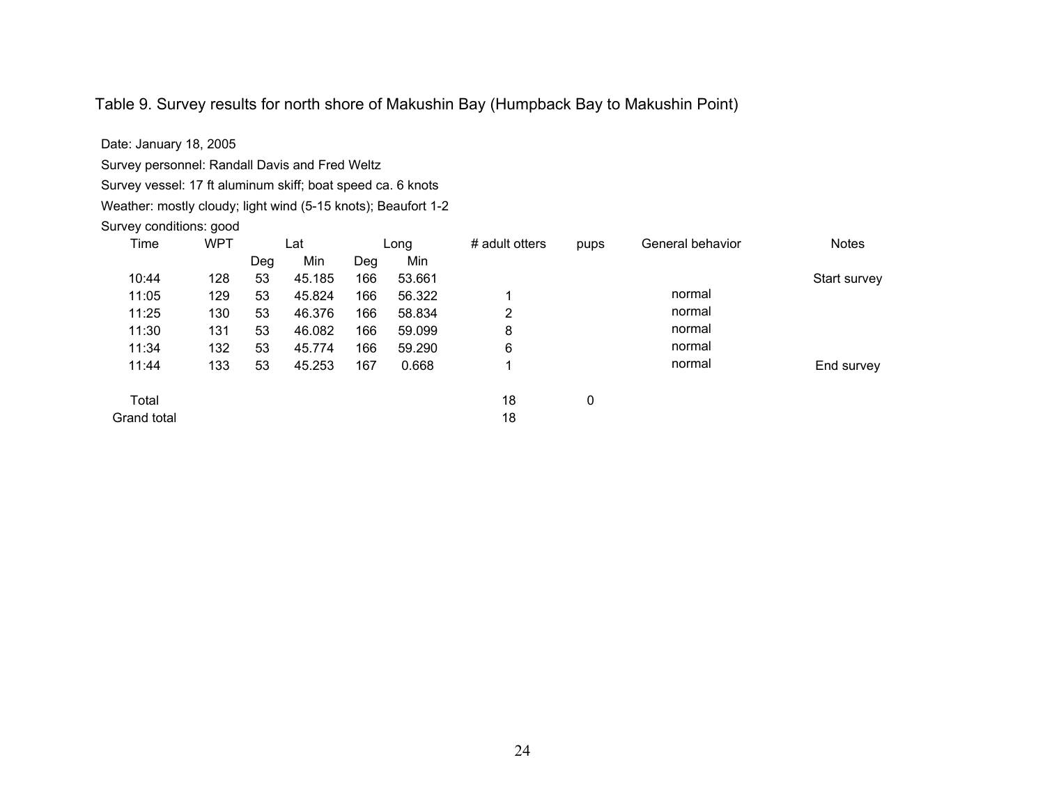Table 9. Survey results for north shore of Makushin Bay (Humpback Bay to Makushin Point)

Date: January 18, 2005

Survey personnel: Randall Davis and Fred Weltz

Survey vessel: 17 ft aluminum skiff; boat speed ca. 6 knots

Weather: mostly cloudy; light wind (5-15 knots); Beaufort 1-2

Survey conditions: good

| Time | WPT | Lat | | Long | | # adult otters | pups | General behavior | Notes |
|---|---|---|---|---|---|---|---|---|---|
| | | Deg | Min | Deg | Min | | | | |
| 10:44 | 128 | 53 | 45.185 | 166 | 53.661 | | | | Start survey |
| 11:05 | 129 | 53 | 45.824 | 166 | 56.322 | 1 | | normal | |
| 11:25 | 130 | 53 | 46.376 | 166 | 58.834 | 2 | | normal | |
| 11:30 | 131 | 53 | 46.082 | 166 | 59.099 | 8 | | normal | |
| 11:34 | 132 | 53 | 45.774 | 166 | 59.290 | 6 | | normal | |
| 11:44 | 133 | 53 | 45.253 | 167 | 0.668 | 1 | | normal | End survey |
| | | | | | | | | | |
| Total | | | | | | 18 | 0 | | |
| Grand total | | | | | | 18 | | | |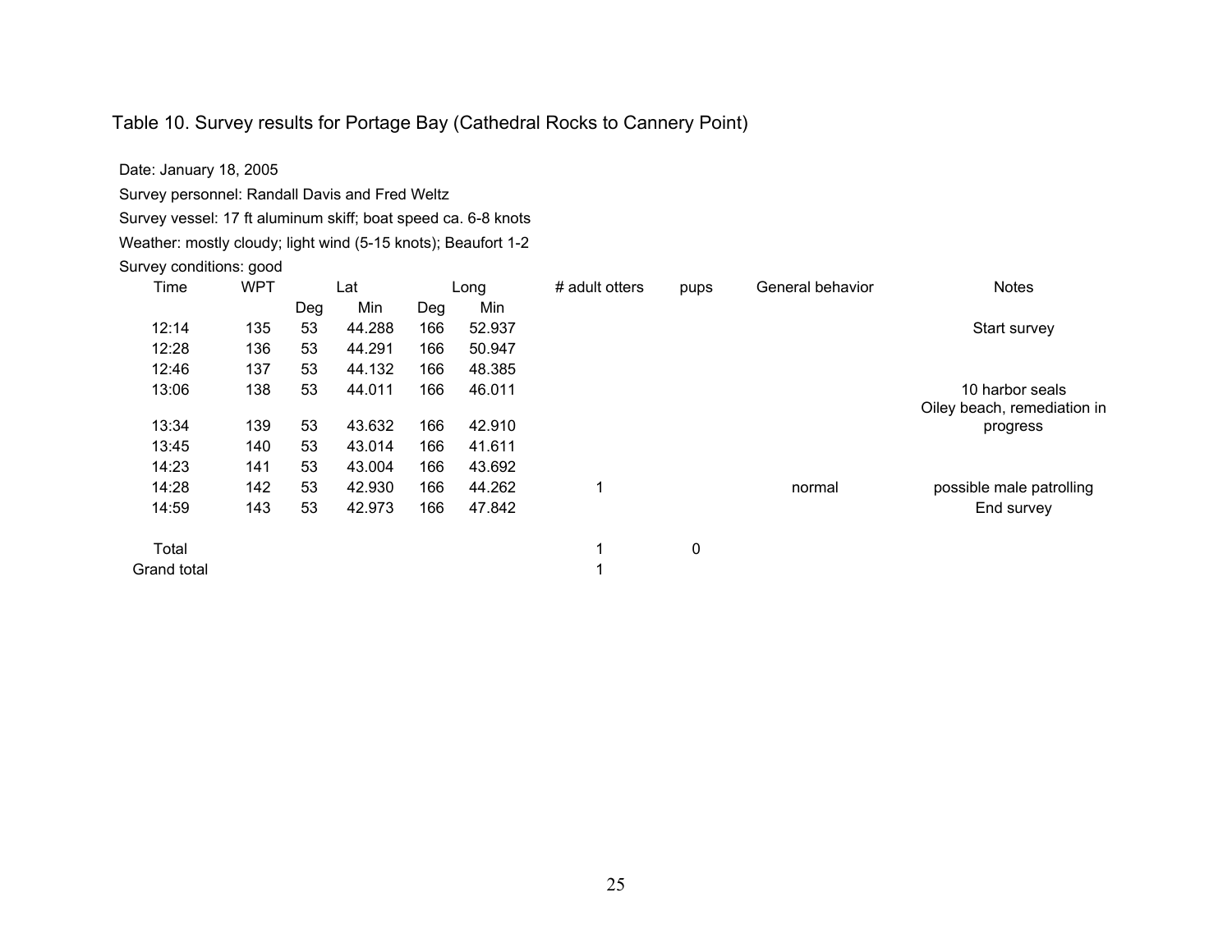Table 10. Survey results for Portage Bay (Cathedral Rocks to Cannery Point)

Date: January 18, 2005

Survey personnel: Randall Davis and Fred Weltz

Survey vessel: 17 ft aluminum skiff; boat speed ca. 6-8 knots

Weather: mostly cloudy; light wind (5-15 knots); Beaufort 1-2

Survey conditions: good

| Time | WPT | Lat | | Long | | # adult otters | pups | General behavior | Notes |
|---|---|---|---|---|---|---|---|---|---|
| | | Deg | Min | Deg | Min | | | | |
| 12:14 | 135 | 53 | 44.288 | 166 | 52.937 | | | | Start survey |
| 12:28 | 136 | 53 | 44.291 | 166 | 50.947 | | | | |
| 12:46 | 137 | 53 | 44.132 | 166 | 48.385 | | | | |
| 13:06 | 138 | 53 | 44.011 | 166 | 46.011 | | | | 10 harbor seals |
| 13:34 | 139 | 53 | 43.632 | 166 | 42.910 | | | | Oiley beach, remediation in progress |
| 13:45 | 140 | 53 | 43.014 | 166 | 41.611 | | | | |
| 14:23 | 141 | 53 | 43.004 | 166 | 43.692 | | | | |
| 14:28 | 142 | 53 | 42.930 | 166 | 44.262 | 1 | | normal | possible male patrolling |
| 14:59 | 143 | 53 | 42.973 | 166 | 47.842 | | | | End survey |
| | | | | | | | | | |
| Total | | | | | | 1 | 0 | | |
| Grand total | | | | | | 1 | | | |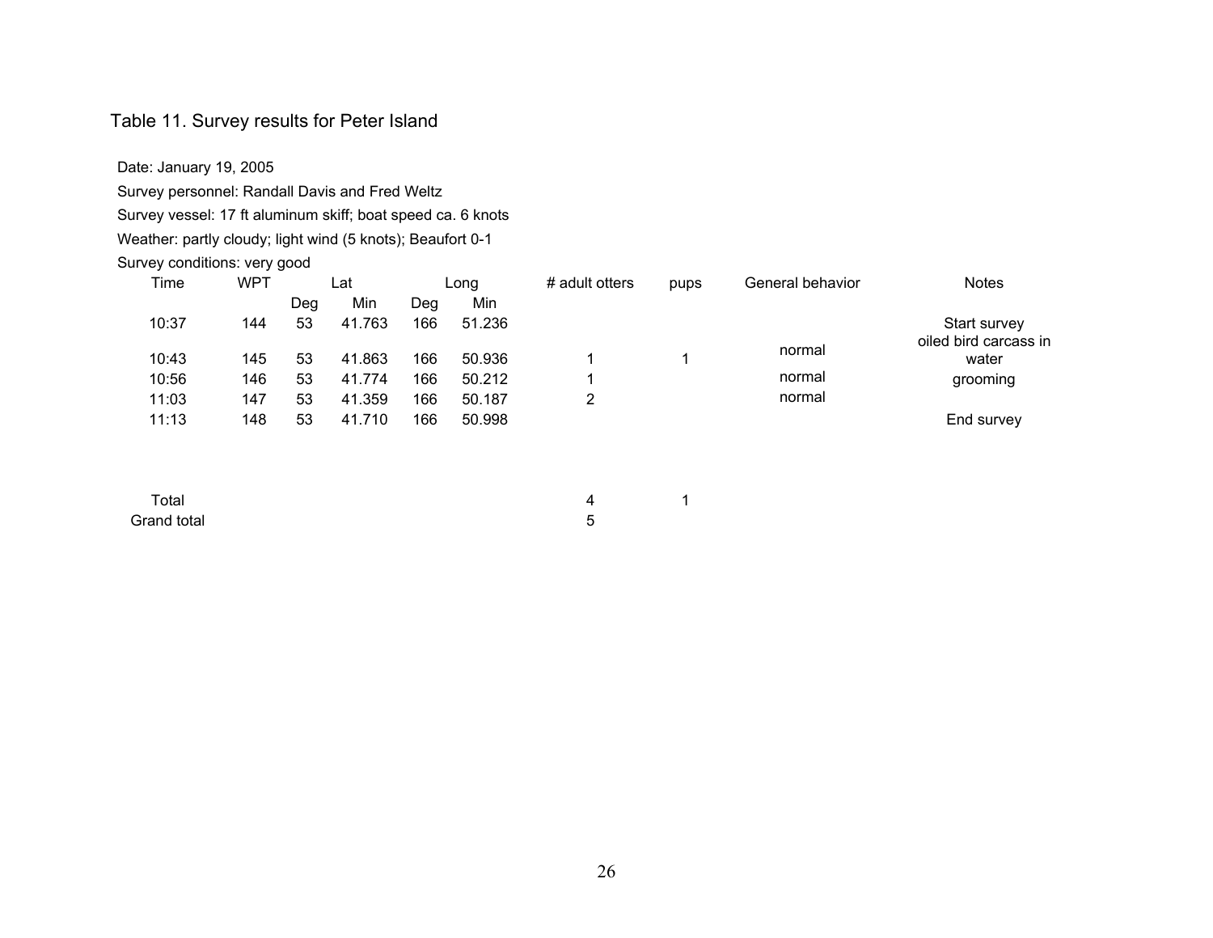Table 11. Survey results for Peter Island

Date: January 19, 2005

Survey personnel: Randall Davis and Fred Weltz

Survey vessel: 17 ft aluminum skiff; boat speed ca. 6 knots

Weather: partly cloudy; light wind (5 knots); Beaufort 0-1

Survey conditions: very good

| Time | WPT | Lat | | Long | | # adult otters | pups | General behavior | Notes |
|---|---|---|---|---|---|---|---|---|---|
| | | Deg | Min | Deg | Min | | | | |
| 10:37 | 144 | 53 | 41.763 | 166 | 51.236 | | | | Start survey |
| 10:43 | 145 | 53 | 41.863 | 166 | 50.936 | 1 | 1 | normal | oiled bird carcass in water |
| 10:56 | 146 | 53 | 41.774 | 166 | 50.212 | 1 | | normal | grooming |
| 11:03 | 147 | 53 | 41.359 | 166 | 50.187 | 2 | | normal | |
| 11:13 | 148 | 53 | 41.710 | 166 | 50.998 | | | | End survey |
| | | | | | | | | | |
| Total | | | | | | 4 | 1 | | |
| Grand total | | | | | | 5 | | | |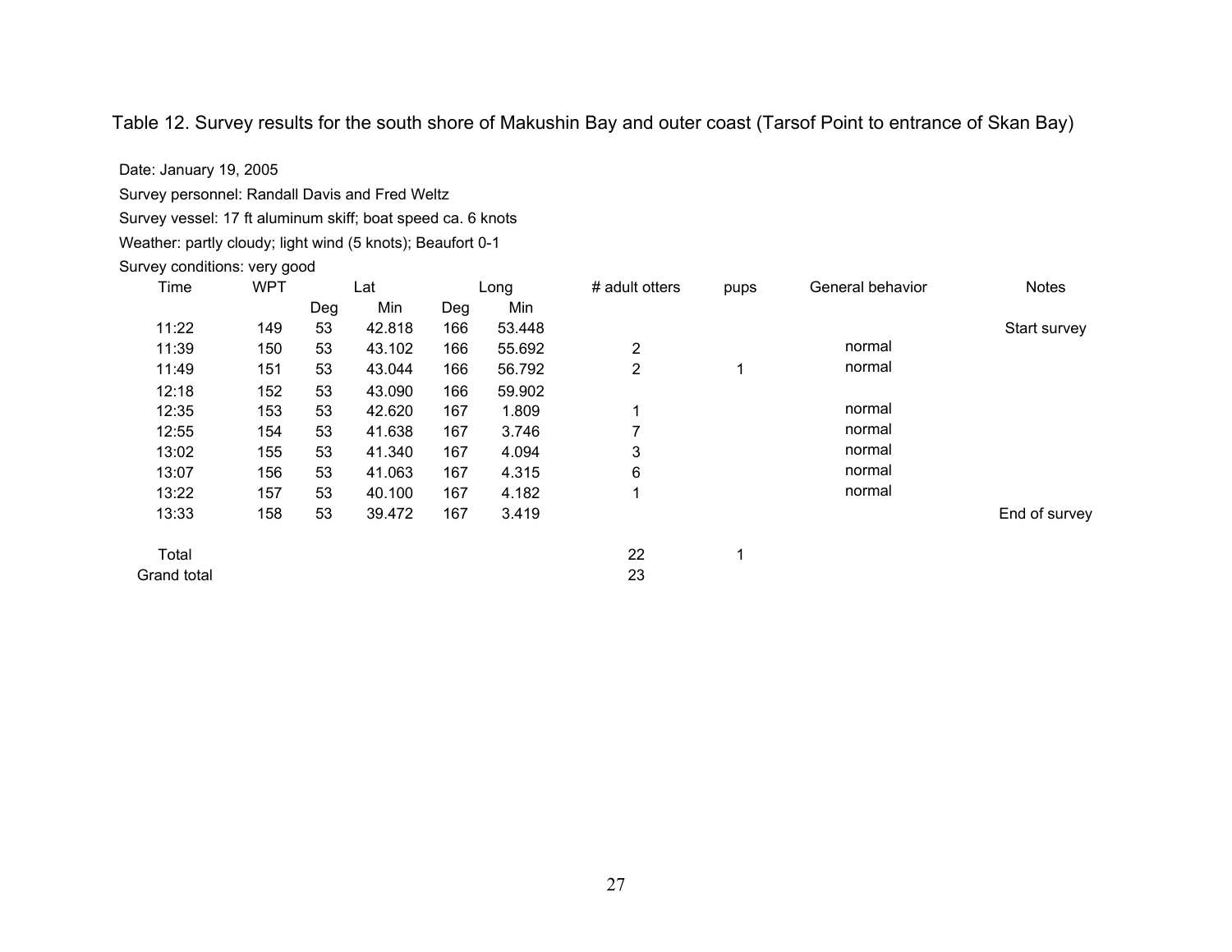Table 12. Survey results for the south shore of Makushin Bay and outer coast (Tarsof Point to entrance of Skan Bay)

Date: January 19, 2005

Survey personnel: Randall Davis and Fred Weltz

Survey vessel: 17 ft aluminum skiff; boat speed ca. 6 knots

Weather: partly cloudy; light wind (5 knots); Beaufort 0-1

Survey conditions: very good

| Time | WPT | Lat | | Long | | # adult otters | pups | General behavior | Notes |
|---|---|---|---|---|---|---|---|---|---|
| | | Deg | Min | Deg | Min | | | | |
| 11:22 | 149 | 53 | 42.818 | 166 | 53.448 | | | | Start survey |
| 11:39 | 150 | 53 | 43.102 | 166 | 55.692 | 2 | | normal | |
| 11:49 | 151 | 53 | 43.044 | 166 | 56.792 | 2 | 1 | normal | |
| 12:18 | 152 | 53 | 43.090 | 166 | 59.902 | | | | |
| 12:35 | 153 | 53 | 42.620 | 167 | 1.809 | 1 | | normal | |
| 12:55 | 154 | 53 | 41.638 | 167 | 3.746 | 7 | | normal | |
| 13:02 | 155 | 53 | 41.340 | 167 | 4.094 | 3 | | normal | |
| 13:07 | 156 | 53 | 41.063 | 167 | 4.315 | 6 | | normal | |
| 13:22 | 157 | 53 | 40.100 | 167 | 4.182 | 1 | | normal | |
| 13:33 | 158 | 53 | 39.472 | 167 | 3.419 | | | | End of survey |
| Total | | | | | | 22 | 1 | | |
| Grand total | | | | | | 23 | | | |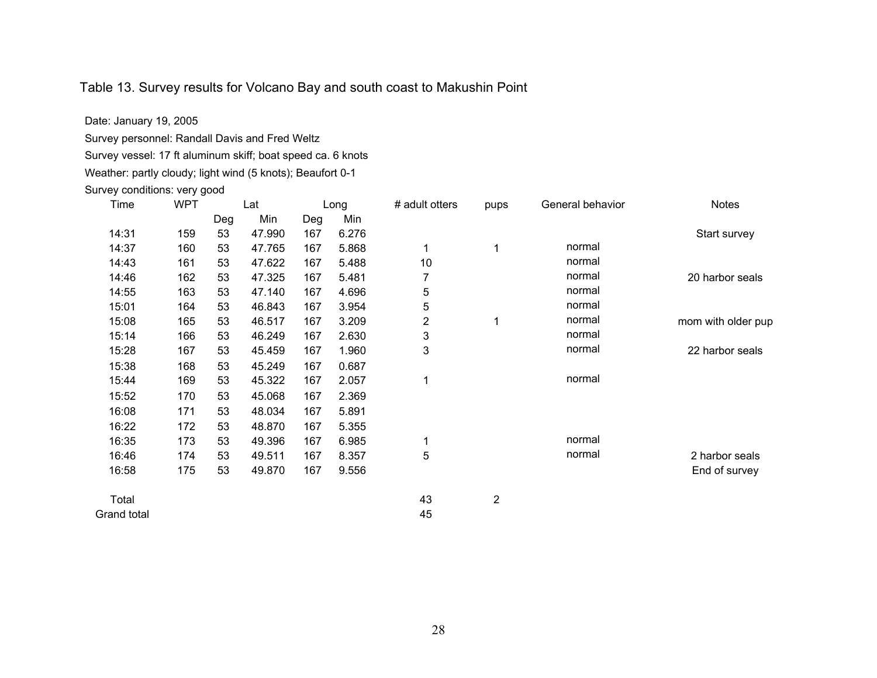Table 13. Survey results for Volcano Bay and south coast to Makushin Point

Date: January 19, 2005

Survey personnel: Randall Davis and Fred Weltz

Survey vessel: 17 ft aluminum skiff; boat speed ca. 6 knots

Weather: partly cloudy; light wind (5 knots); Beaufort 0-1

Survey conditions: very good

| Time | WPT | Lat | | Long | | # adult otters | pups | General behavior | Notes |
|---|---|---|---|---|---|---|---|---|---|
| | | Deg | Min | Deg | Min | | | | |
| 14:31 | 159 | 53 | 47.990 | 167 | 6.276 | | | | Start survey |
| 14:37 | 160 | 53 | 47.765 | 167 | 5.868 | 1 | 1 | normal | |
| 14:43 | 161 | 53 | 47.622 | 167 | 5.488 | 10 | | normal | |
| 14:46 | 162 | 53 | 47.325 | 167 | 5.481 | 7 | | normal | 20 harbor seals |
| 14:55 | 163 | 53 | 47.140 | 167 | 4.696 | 5 | | normal | |
| 15:01 | 164 | 53 | 46.843 | 167 | 3.954 | 5 | | normal | |
| 15:08 | 165 | 53 | 46.517 | 167 | 3.209 | 2 | 1 | normal | mom with older pup |
| 15:14 | 166 | 53 | 46.249 | 167 | 2.630 | 3 | | normal | |
| 15:28 | 167 | 53 | 45.459 | 167 | 1.960 | 3 | | normal | 22 harbor seals |
| 15:38 | 168 | 53 | 45.249 | 167 | 0.687 | | | | |
| 15:44 | 169 | 53 | 45.322 | 167 | 2.057 | 1 | | normal | |
| 15:52 | 170 | 53 | 45.068 | 167 | 2.369 | | | | |
| 16:08 | 171 | 53 | 48.034 | 167 | 5.891 | | | | |
| 16:22 | 172 | 53 | 48.870 | 167 | 5.355 | | | | |
| 16:35 | 173 | 53 | 49.396 | 167 | 6.985 | 1 | | normal | |
| 16:46 | 174 | 53 | 49.511 | 167 | 8.357 | 5 | | normal | 2 harbor seals |
| 16:58 | 175 | 53 | 49.870 | 167 | 9.556 | | | | End of survey |
| Total | | | | | | 43 | 2 | | |
| Grand total | | | | | | 45 | | | |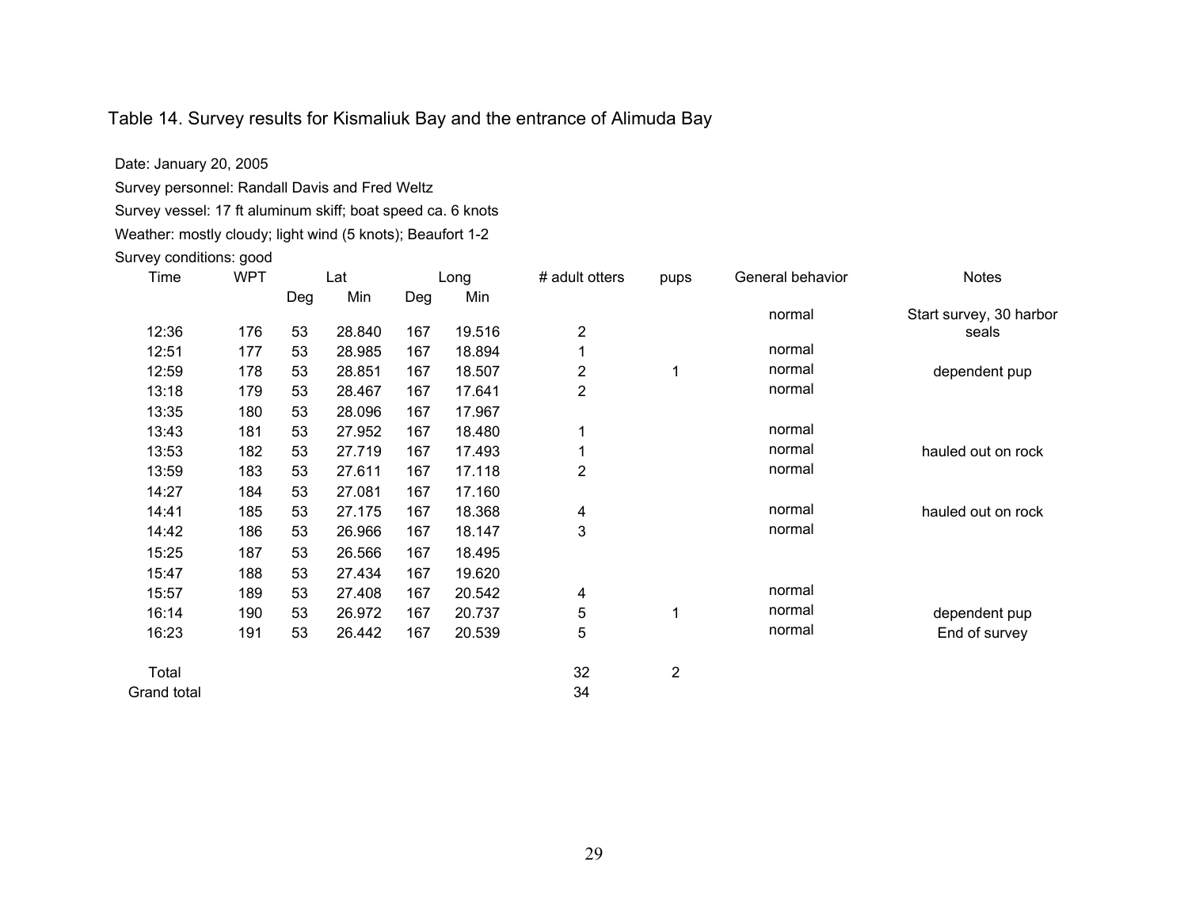Table 14. Survey results for Kismaliuk Bay and the entrance of Alimuda Bay

Date: January 20, 2005

Survey personnel: Randall Davis and Fred Weltz

Survey vessel: 17 ft aluminum skiff; boat speed ca. 6 knots

Weather: mostly cloudy; light wind (5 knots); Beaufort 1-2

Survey conditions: good

| Time | WPT | Lat | | Long | | # adult otters | pups | General behavior | Notes |
|---|---|---|---|---|---|---|---|---|---|
| | | Deg | Min | Deg | Min | | | | |
| 12:36 | 176 | 53 | 28.840 | 167 | 19.516 | 2 | | normal | Start survey, 30 harbor seals |
| 12:51 | 177 | 53 | 28.985 | 167 | 18.894 | 1 | | normal | |
| 12:59 | 178 | 53 | 28.851 | 167 | 18.507 | 2 | 1 | normal | dependent pup |
| 13:18 | 179 | 53 | 28.467 | 167 | 17.641 | 2 | | normal | |
| 13:35 | 180 | 53 | 28.096 | 167 | 17.967 | | | | |
| 13:43 | 181 | 53 | 27.952 | 167 | 18.480 | 1 | | normal | |
| 13:53 | 182 | 53 | 27.719 | 167 | 17.493 | 1 | | normal | hauled out on rock |
| 13:59 | 183 | 53 | 27.611 | 167 | 17.118 | 2 | | normal | |
| 14:27 | 184 | 53 | 27.081 | 167 | 17.160 | | | | |
| 14:41 | 185 | 53 | 27.175 | 167 | 18.368 | 4 | | normal | hauled out on rock |
| 14:42 | 186 | 53 | 26.966 | 167 | 18.147 | 3 | | normal | |
| 15:25 | 187 | 53 | 26.566 | 167 | 18.495 | | | | |
| 15:47 | 188 | 53 | 27.434 | 167 | 19.620 | | | | |
| 15:57 | 189 | 53 | 27.408 | 167 | 20.542 | 4 | | normal | |
| 16:14 | 190 | 53 | 26.972 | 167 | 20.737 | 5 | 1 | normal | dependent pup |
| 16:23 | 191 | 53 | 26.442 | 167 | 20.539 | 5 | | normal | End of survey |
| | | | | | | | | | |
| Total | | | | | | 32 | 2 | | |
| Grand total | | | | | | 34 | | | |